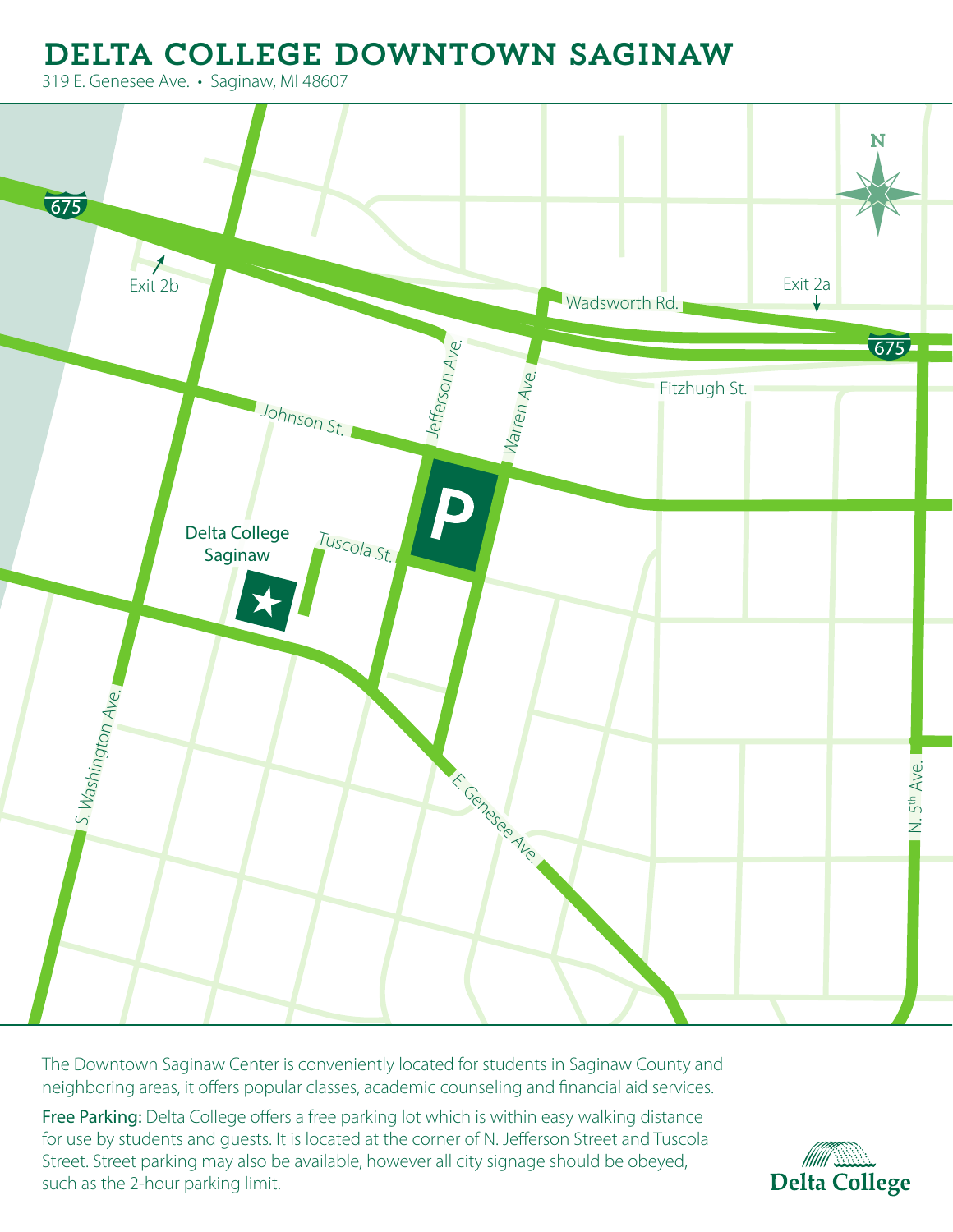# DELTA COLLEGE DOWNTOWN SAGINAW

319 E. Genesee Ave. • Saginaw, MI 48607

675

Exit 2b

Wadsworth Rd.

Exit 2a

675

Fitzhugh St.

Johnson St.

Jefferson Ave.

Warren Ave.

P

Delta College Saginaw

Tuscola St.

S. Washington Ave.

E. Genesee Ave.

N. 5th Ave.

N

The Downtown Saginaw Center is conveniently located for students in Saginaw County and neighboring areas, it offers popular classes, academic counseling and financial aid services.

Free Parking: Delta College offers a free parking lot which is within easy walking distance for use by students and guests. It is located at the corner of N. Jefferson Street and Tuscola Street. Street parking may also be available, however all city signage should be obeyed, such as the 2-hour parking limit.

Delta College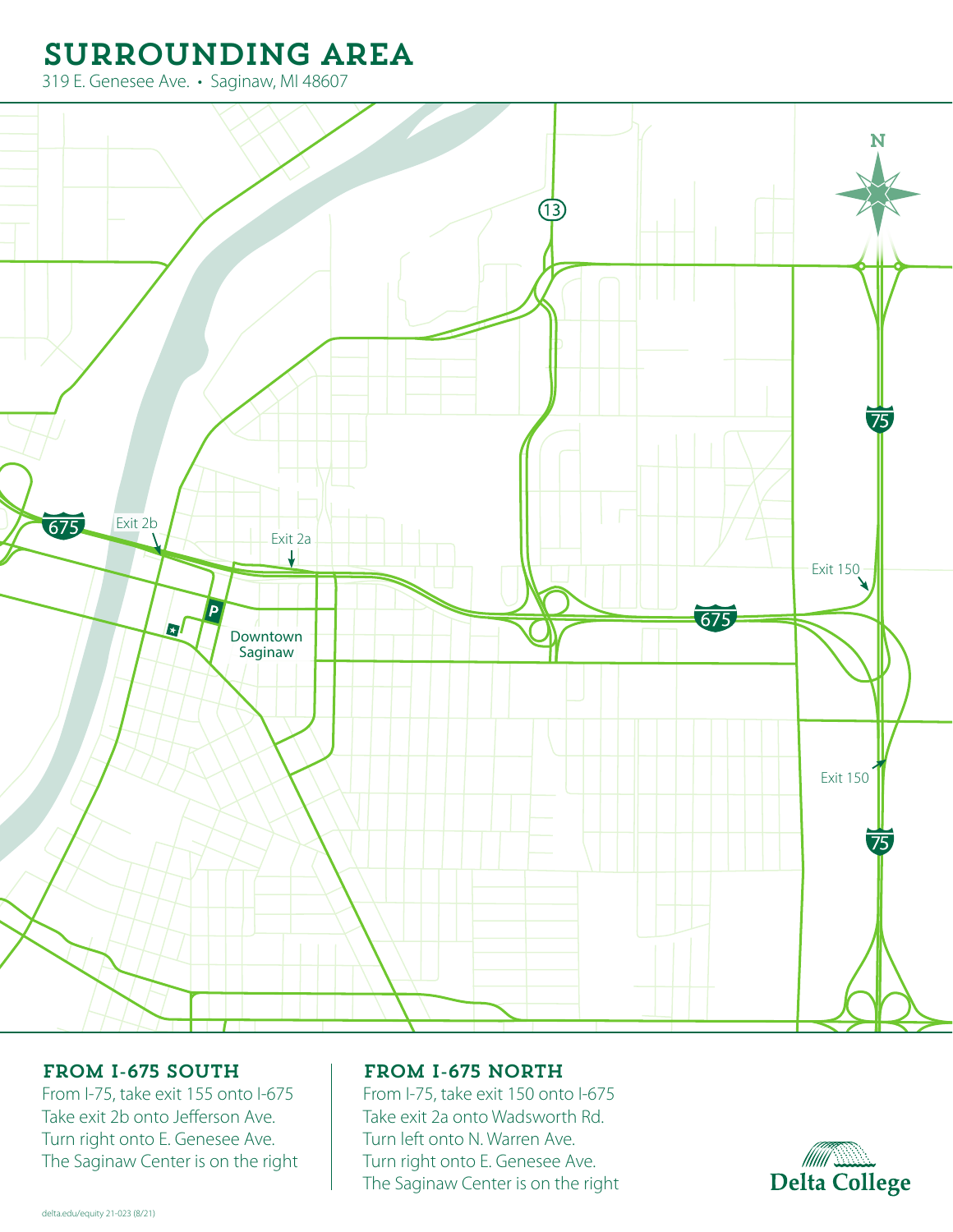# SURROUNDING AREA

319 E. Genesee Ave. • Saginaw, MI 48607

N

13

75

675

Exit 2b

Exit 2a

Exit 150

Exit 150

Downtown Saginaw

P

### FROM I-675 SOUTH

From I-75, take exit 155 onto I-675
Take exit 2b onto Jefferson Ave.
Turn right onto E. Genesee Ave.
The Saginaw Center is on the right

### FROM I-675 NORTH

From I-75, take exit 150 onto I-675
Take exit 2a onto Wadsworth Rd.
Turn left onto N. Warren Ave.
Turn right onto E. Genesee Ave.
The Saginaw Center is on the right

Delta College

delta.edu/equity 21-023 (8/21)